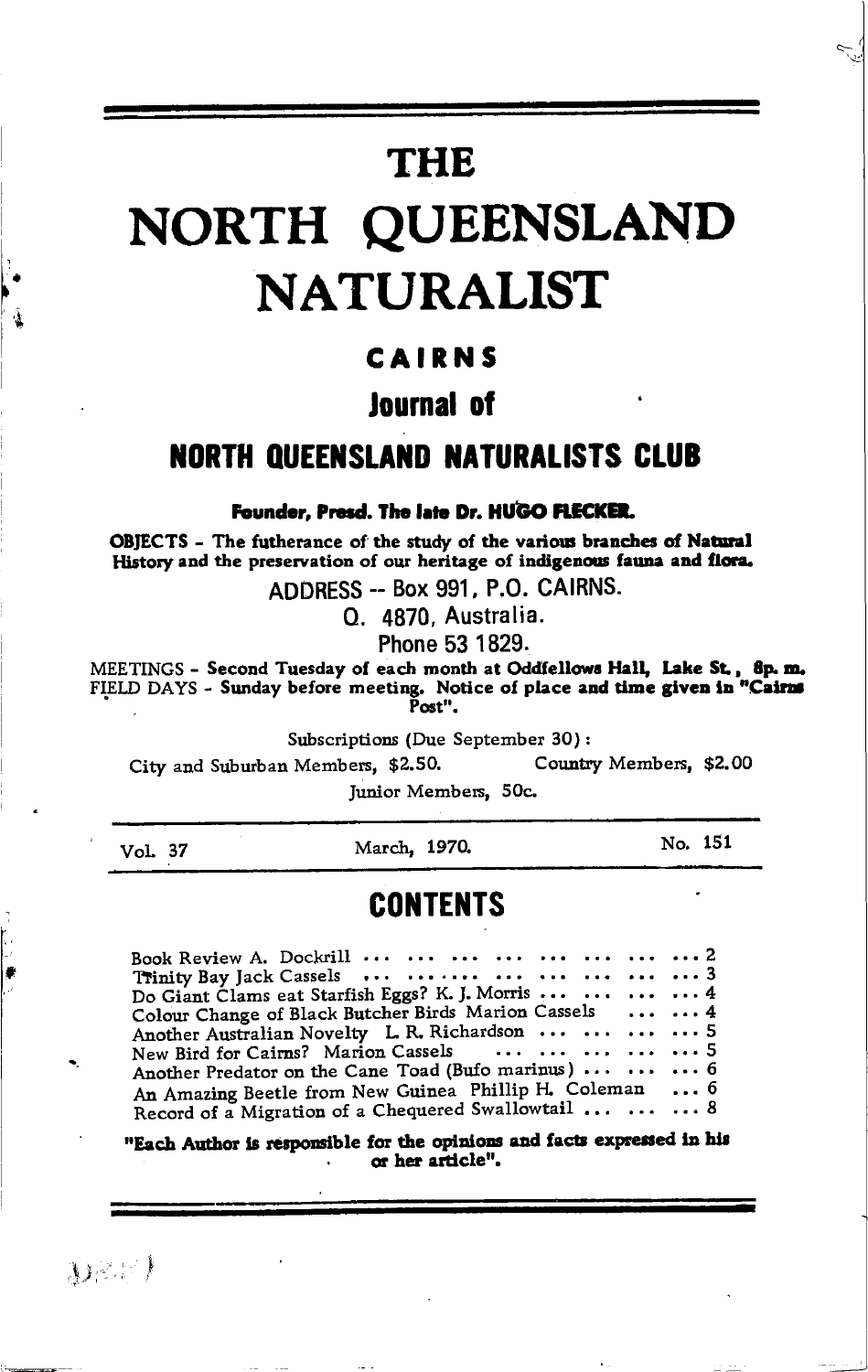# THE

# NORTH QUEENSLAND NATURALIST

## CAIRNS

## Journal of

## NORTH QUEENSLAND NATURALISTS CLUB

**Founder, Presd. The late Dr. HUGO FLECKER.**

**OBJECTS - The futherance of the study of the various branches of Natural History and the preservation of our heritage of indigenous fauna and flora.**

ADDRESS -- Box 991, P.O. CAIRNS.

Q. 4870, Australia.

Phone 53 1829.

**MEETINGS - Second Tuesday of each month at Oddfellows Hall, Lake St., 8p. m.**
**FIELD DAYS - Sunday before meeting. Notice of place and time given in "Cairns Post".**

Subscriptions (Due September 30):

City and Suburban Members, $2.50. Country Members, $2.00

Junior Members, 50c.

Vol. 37 March, 1970. No. 151

## CONTENTS

Book Review A. Dockrill ... 2
Trinity Bay Jack Cassels ... 3
Do Giant Clams eat Starfish Eggs? K. J. Morris ... 4
Colour Change of Black Butcher Birds Marion Cassels ... 4
Another Australian Novelty L. R. Richardson ... 5
New Bird for Cairns? Marion Cassels ... 5
Another Predator on the Cane Toad (Bufo marinus) ... 6
An Amazing Beetle from New Guinea Phillip H. Coleman ... 6
Record of a Migration of a Chequered Swallowtail ... 8

**"Each Author is responsible for the opinions and facts expressed in his or her article".**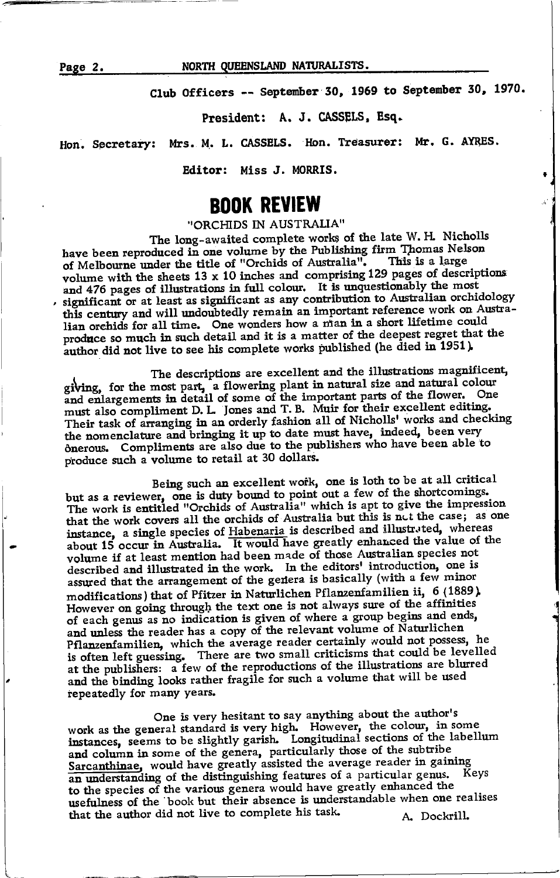Club Officers -- September 30, 1969 to September 30, 1970.

President: A. J. CASSELS, Esq.

Hon. Secretary: Mrs. M. L. CASSELS. Hon. Treasurer: Mr. G. AYRES.

Editor: Miss J. MORRIS.

# BOOK REVIEW

"ORCHIDS IN AUSTRALIA"

The long-awaited complete works of the late W. H. Nicholls have been reproduced in one volume by the Publishing firm Thomas Nelson of Melbourne under the title of "Orchids of Australia". This is a large volume with the sheets 13 x 10 inches and comprising 129 pages of descriptions and 476 pages of illustrations in full colour. It is unquestionably the most significant or at least as significant as any contribution to Australian orchidology this century and will undoubtedly remain an important reference work on Australian orchids for all time. One wonders how a man in a short lifetime could produce so much in such detail and it is a matter of the deepest regret that the author did not live to see his complete works published (he died in 1951).

The descriptions are excellent and the illustrations magnificent, giving, for the most part, a flowering plant in natural size and natural colour and enlargements in detail of some of the important parts of the flower. One must also compliment D. L. Jones and T. B. Muir for their excellent editing. Their task of arranging in an orderly fashion all of Nicholls' works and checking the nomenclature and bringing it up to date must have, indeed, been very onerous. Compliments are also due to the publishers who have been able to produce such a volume to retail at 30 dollars.

Being such an excellent work, one is loth to be at all critical but as a reviewer, one is duty bound to point out a few of the shortcomings. The work is entitled "Orchids of Australia" which is apt to give the impression that the work covers all the orchids of Australia but this is not the case; as one instance, a single species of Habenaria is described and illustrated, whereas about 15 occur in Australia. It would have greatly enhanced the value of the volume if at least mention had been made of those Australian species not described and illustrated in the work. In the editors' introduction, one is assured that the arrangement of the genera is basically (with a few minor modifications) that of Pfitzer in Naturlichen Pflanzenfamilien ii, 6 (1889). However on going through the text one is not always sure of the affinities of each genus as no indication is given of where a group begins and ends, and unless the reader has a copy of the relevant volume of Naturlichen Pflanzenfamilien, which the average reader certainly would not possess, he is often left guessing. There are two small criticisms that could be levelled at the publishers: a few of the reproductions of the illustrations are blurred and the binding looks rather fragile for such a volume that will be used repeatedly for many years.

One is very hesitant to say anything about the author's work as the general standard is very high. However, the colour, in some instances, seems to be slightly garish. Longitudinal sections of the labellum and column in some of the genera, particularly those of the subtribe Sarcanthinae, would have greatly assisted the average reader in gaining an understanding of the distinguishing features of a particular genus. Keys to the species of the various genera would have greatly enhanced the usefulness of the book but their absence is understandable when one realises that the author did not live to complete his task.

A. Dockrill.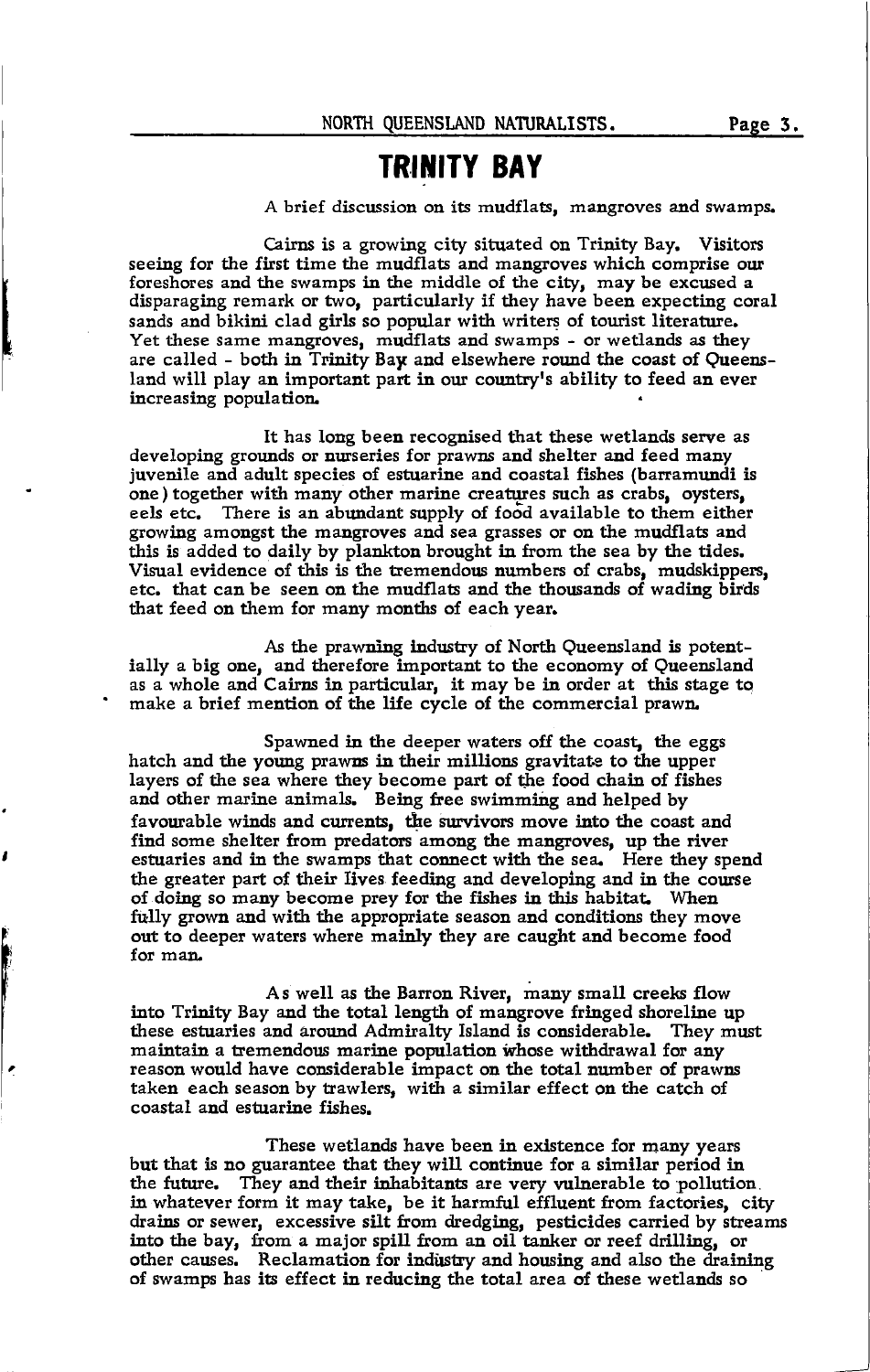# TRINITY BAY

A brief discussion on its mudflats, mangroves and swamps.

Cairns is a growing city situated on Trinity Bay. Visitors seeing for the first time the mudflats and mangroves which comprise our foreshores and the swamps in the middle of the city, may be excused a disparaging remark or two, particularly if they have been expecting coral sands and bikini clad girls so popular with writers of tourist literature. Yet these same mangroves, mudflats and swamps - or wetlands as they are called - both in Trinity Bay and elsewhere round the coast of Queensland will play an important part in our country's ability to feed an ever increasing population.

It has long been recognised that these wetlands serve as developing grounds or nurseries for prawns and shelter and feed many juvenile and adult species of estuarine and coastal fishes (barramundi is one) together with many other marine creatures such as crabs, oysters, eels etc. There is an abundant supply of food available to them either growing amongst the mangroves and sea grasses or on the mudflats and this is added to daily by plankton brought in from the sea by the tides. Visual evidence of this is the tremendous numbers of crabs, mudskippers, etc. that can be seen on the mudflats and the thousands of wading birds that feed on them for many months of each year.

As the prawning industry of North Queensland is potentially a big one, and therefore important to the economy of Queensland as a whole and Cairns in particular, it may be in order at this stage to make a brief mention of the life cycle of the commercial prawn.

Spawned in the deeper waters off the coast, the eggs hatch and the young prawns in their millions gravitate to the upper layers of the sea where they become part of the food chain of fishes and other marine animals. Being free swimming and helped by favourable winds and currents, the survivors move into the coast and find some shelter from predators among the mangroves, up the river estuaries and in the swamps that connect with the sea. Here they spend the greater part of their lives feeding and developing and in the course of doing so many become prey for the fishes in this habitat. When fully grown and with the appropriate season and conditions they move out to deeper waters where mainly they are caught and become food for man.

As well as the Barron River, many small creeks flow into Trinity Bay and the total length of mangrove fringed shoreline up these estuaries and around Admiralty Island is considerable. They must maintain a tremendous marine population whose withdrawal for any reason would have considerable impact on the total number of prawns taken each season by trawlers, with a similar effect on the catch of coastal and estuarine fishes.

These wetlands have been in existence for many years but that is no guarantee that they will continue for a similar period in the future. They and their inhabitants are very vulnerable to pollution in whatever form it may take, be it harmful effluent from factories, city drains or sewer, excessive silt from dredging, pesticides carried by streams into the bay, from a major spill from an oil tanker or reef drilling, or other causes. Reclamation for industry and housing and also the draining of swamps has its effect in reducing the total area of these wetlands so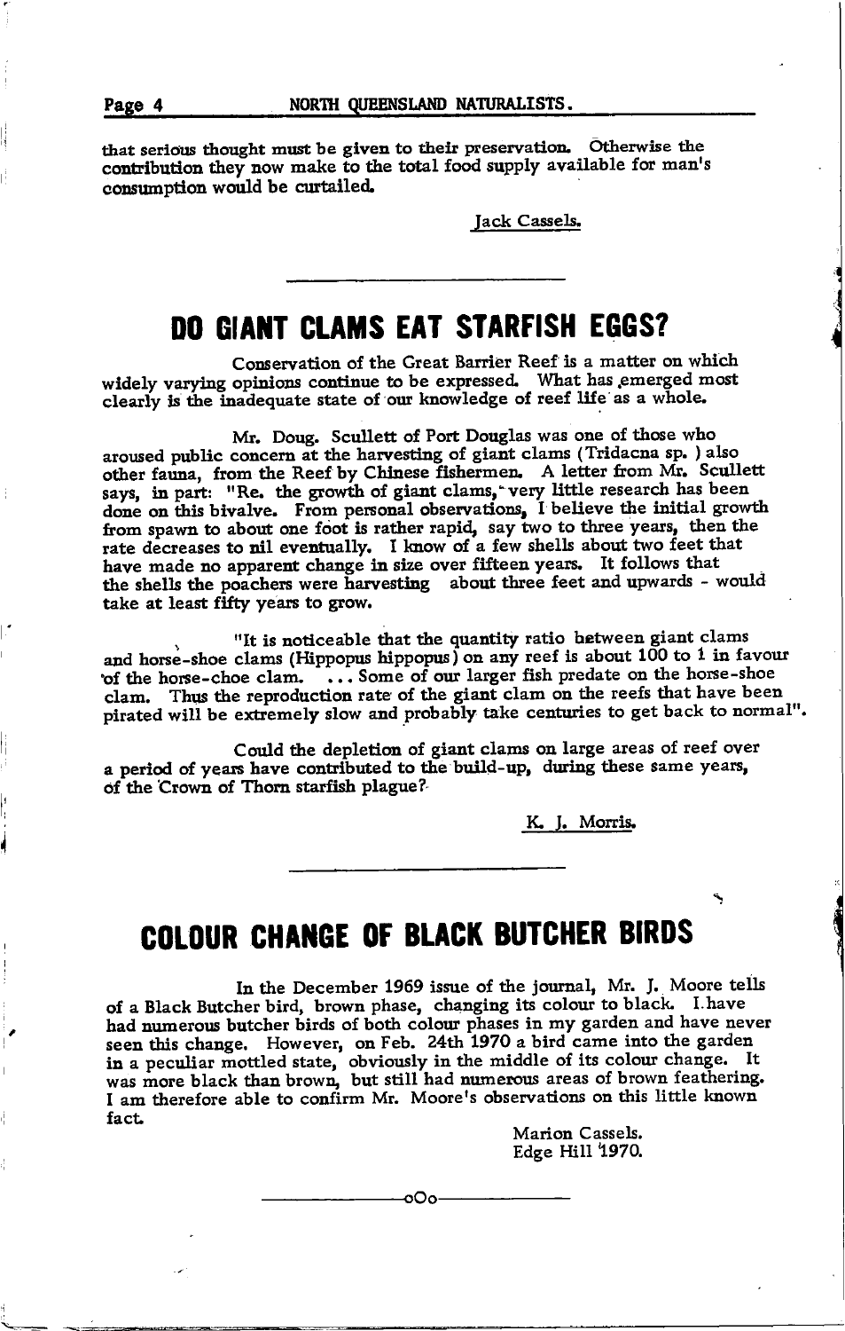that serious thought must be given to their preservation. Otherwise the contribution they now make to the total food supply available for man's consumption would be curtailed.

Jack Cassels.

---

# DO GIANT CLAMS EAT STARFISH EGGS?

Conservation of the Great Barrier Reef is a matter on which widely varying opinions continue to be expressed. What has emerged most clearly is the inadequate state of our knowledge of reef life as a whole.

Mr. Doug. Scullett of Port Douglas was one of those who aroused public concern at the harvesting of giant clams (Tridacna sp. ) also other fauna, from the Reef by Chinese fishermen. A letter from Mr. Scullett says, in part: "Re. the growth of giant clams, very little research has been done on this bivalve. From personal observations, I believe the initial growth from spawn to about one foot is rather rapid, say two to three years, then the rate decreases to nil eventually. I know of a few shells about two feet that have made no apparent change in size over fifteen years. It follows that the shells the poachers were harvesting about three feet and upwards - would take at least fifty years to grow.

"It is noticeable that the quantity ratio between giant clams and horse-shoe clams (Hippopus hippopus) on any reef is about 100 to 1 in favour of the horse-choe clam. ... Some of our larger fish predate on the horse-shoe clam. Thus the reproduction rate of the giant clam on the reefs that have been pirated will be extremely slow and probably take centuries to get back to normal".

Could the depletion of giant clams on large areas of reef over a period of years have contributed to the build-up, during these same years, of the Crown of Thorn starfish plague?

K. J. Morris.

---

# COLOUR CHANGE OF BLACK BUTCHER BIRDS

In the December 1969 issue of the journal, Mr. J. Moore tells of a Black Butcher bird, brown phase, changing its colour to black. I have had numerous butcher birds of both colour phases in my garden and have never seen this change. However, on Feb. 24th 1970 a bird came into the garden in a peculiar mottled state, obviously in the middle of its colour change. It was more black than brown, but still had numerous areas of brown feathering. I am therefore able to confirm Mr. Moore's observations on this little known fact.

Marion Cassels.
Edge Hill 1970.

---oOo---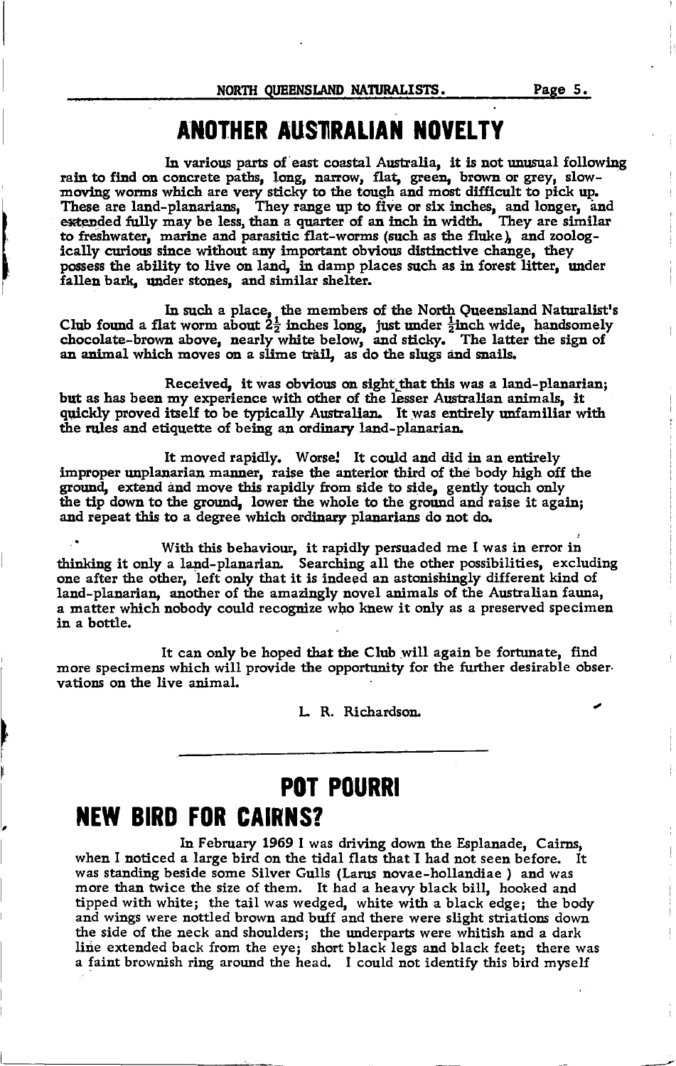# ANOTHER AUSTRALIAN NOVELTY

In various parts of east coastal Australia, it is not unusual following rain to find on concrete paths, long, narrow, flat, green, brown or grey, slow-moving worms which are very sticky to the tough and most difficult to pick up. These are land-planarians, They range up to five or six inches, and longer, and extended fully may be less, than a quarter of an inch in width. They are similar to freshwater, marine and parasitic flat-worms (such as the fluke), and zoologically curious since without any important obvious distinctive change, they possess the ability to live on land, in damp places such as in forest litter, under fallen bark, under stones, and similar shelter.

In such a place, the members of the North Queensland Naturalist's Club found a flat worm about 2½ inches long, just under ½inch wide, handsomely chocolate-brown above, nearly white below, and sticky. The latter the sign of an animal which moves on a slime trail, as do the slugs and snails.

Received, it was obvious on sight that this was a land-planarian; but as has been my experience with other of the lesser Australian animals, it quickly proved itself to be typically Australian. It was entirely unfamiliar with the rules and etiquette of being an ordinary land-planarian.

It moved rapidly. Worse! It could and did in an entirely improper unplanarian manner, raise the anterior third of the body high off the ground, extend and move this rapidly from side to side, gently touch only the tip down to the ground, lower the whole to the ground and raise it again; and repeat this to a degree which ordinary planarians do not do.

With this behaviour, it rapidly persuaded me I was in error in thinking it only a land-planarian. Searching all the other possibilities, excluding one after the other, left only that it is indeed an astonishingly different kind of land-planarian, another of the amazingly novel animals of the Australian fauna, a matter which nobody could recognize who knew it only as a preserved specimen in a bottle.

It can only be hoped that the Club will again be fortunate, find more specimens which will provide the opportunity for the further desirable observations on the live animal.

L. R. Richardson.

---

# POT POURRI

## NEW BIRD FOR CAIRNS?

In February 1969 I was driving down the Esplanade, Cairns, when I noticed a large bird on the tidal flats that I had not seen before. It was standing beside some Silver Gulls (*Larus novae-hollandiae*) and was more than twice the size of them. It had a heavy black bill, hooked and tipped with white; the tail was wedged, white with a black edge; the body and wings were nottled brown and buff and there were slight striations down the side of the neck and shoulders; the underparts were whitish and a dark line extended back from the eye; short black legs and black feet; there was a faint brownish ring around the head. I could not identify this bird myself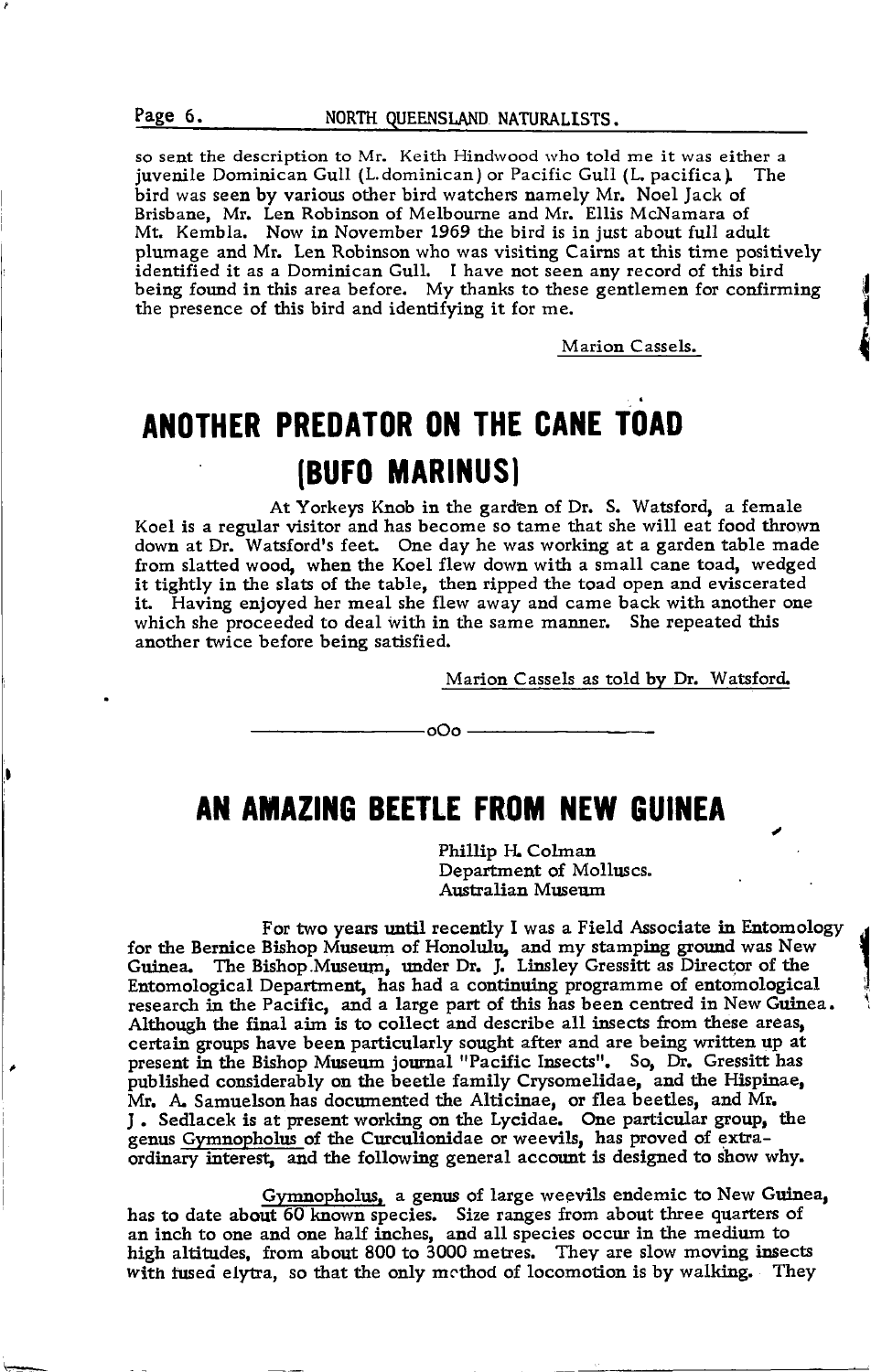so sent the description to Mr. Keith Hindwood who told me it was either a juvenile Dominican Gull (L.dominican) or Pacific Gull (L. pacifica). The bird was seen by various other bird watchers namely Mr. Noel Jack of Brisbane, Mr. Len Robinson of Melbourne and Mr. Ellis McNamara of Mt. Kembla. Now in November 1969 the bird is in just about full adult plumage and Mr. Len Robinson who was visiting Cairns at this time positively identified it as a Dominican Gull. I have not seen any record of this bird being found in this area before. My thanks to these gentlemen for confirming the presence of this bird and identifying it for me.

Marion Cassels.

# ANOTHER PREDATOR ON THE CANE TOAD (BUFO MARINUS)

At Yorkeys Knob in the garden of Dr. S. Watsford, a female Koel is a regular visitor and has become so tame that she will eat food thrown down at Dr. Watsford's feet. One day he was working at a garden table made from slatted wood, when the Koel flew down with a small cane toad, wedged it tightly in the slats of the table, then ripped the toad open and eviscerated it. Having enjoyed her meal she flew away and came back with another one which she proceeded to deal with in the same manner. She repeated this another twice before being satisfied.

Marion Cassels as told by Dr. Watsford.

oOo

# AN AMAZING BEETLE FROM NEW GUINEA

Phillip H. Colman
Department of Molluscs.
Australian Museum

For two years until recently I was a Field Associate in Entomology for the Bernice Bishop Museum of Honolulu, and my stamping ground was New Guinea. The Bishop Museum, under Dr. J. Linsley Gressitt as Director of the Entomological Department, has had a continuing programme of entomological research in the Pacific, and a large part of this has been centred in New Guinea. Although the final aim is to collect and describe all insects from these areas, certain groups have been particularly sought after and are being written up at present in the Bishop Museum journal "Pacific Insects". So, Dr. Gressitt has published considerably on the beetle family Crysomelidae, and the Hispinae, Mr. A. Samuelson has documented the Alticinae, or flea beetles, and Mr. J. Sedlacek is at present working on the Lycidae. One particular group, the genus Gymnopholus of the Curculionidae or weevils, has proved of extraordinary interest, and the following general account is designed to show why.

Gymnopholus, a genus of large weevils endemic to New Guinea, has to date about 60 known species. Size ranges from about three quarters of an inch to one and one half inches, and all species occur in the medium to high altitudes, from about 800 to 3000 metres. They are slow moving insects with fused elytra, so that the only method of locomotion is by walking. They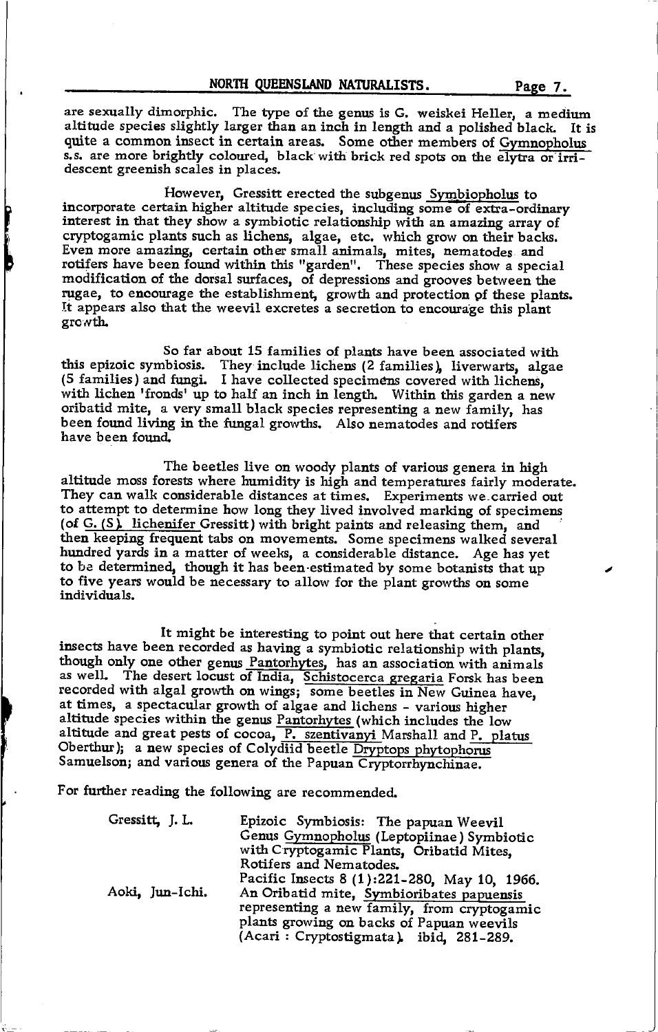are sexually dimorphic. The type of the genus is G. weiskei Heller, a medium altitude species slightly larger than an inch in length and a polished black. It is quite a common insect in certain areas. Some other members of Gymnopholus s.s. are more brightly coloured, black with brick red spots on the elytra or irridescent greenish scales in places.

However, Gressitt erected the subgenus Symbiopholus to incorporate certain higher altitude species, including some of extra-ordinary interest in that they show a symbiotic relationship with an amazing array of cryptogamic plants such as lichens, algae, etc. which grow on their backs. Even more amazing, certain other small animals, mites, nematodes and rotifers have been found within this "garden". These species show a special modification of the dorsal surfaces, of depressions and grooves between the rugae, to encourage the establishment, growth and protection of these plants. It appears also that the weevil excretes a secretion to encourage this plant growth.

So far about 15 families of plants have been associated with this epizoic symbiosis. They include lichens (2 families), liverwarts, algae (5 families) and fungi. I have collected specimens covered with lichens, with lichen 'fronds' up to half an inch in length. Within this garden a new oribatid mite, a very small black species representing a new family, has been found living in the fungal growths. Also nematodes and rotifers have been found.

The beetles live on woody plants of various genera in high altitude moss forests where humidity is high and temperatures fairly moderate. They can walk considerable distances at times. Experiments we carried out to attempt to determine how long they lived involved marking of specimens (of G. (S). lichenifer Gressitt) with bright paints and releasing them, and then keeping frequent tabs on movements. Some specimens walked several hundred yards in a matter of weeks, a considerable distance. Age has yet to be determined, though it has been estimated by some botanists that up to five years would be necessary to allow for the plant growths on some individuals.

It might be interesting to point out here that certain other insects have been recorded as having a symbiotic relationship with plants, though only one other genus Pantorhytes, has an association with animals as well. The desert locust of India, Schistocerca gregaria Forsk has been recorded with algal growth on wings; some beetles in New Guinea have, at times, a spectacular growth of algae and lichens - various higher altitude species within the genus Pantorhytes (which includes the low altitude and great pests of cocoa, P. szentivanyi Marshall and P. platus Oberthur); a new species of Colydiid beetle Dryptops phytophorus Samuelson; and various genera of the Papuan Cryptorrhynchinae.

For further reading the following are recommended.

Gressitt, J. L. — Epizoic Symbiosis: The papuan Weevil Genus Gymnopholus (Leptopiinae) Symbiotic with Cryptogamic Plants, Oribatid Mites, Rotifers and Nematodes. Pacific Insects 8 (1):221-280, May 10, 1966.

Aoki, Jun-Ichi. — An Oribatid mite, Symbioribates papuensis representing a new family, from cryptogamic plants growing on backs of Papuan weevils (Acari : Cryptostigmata). ibid, 281-289.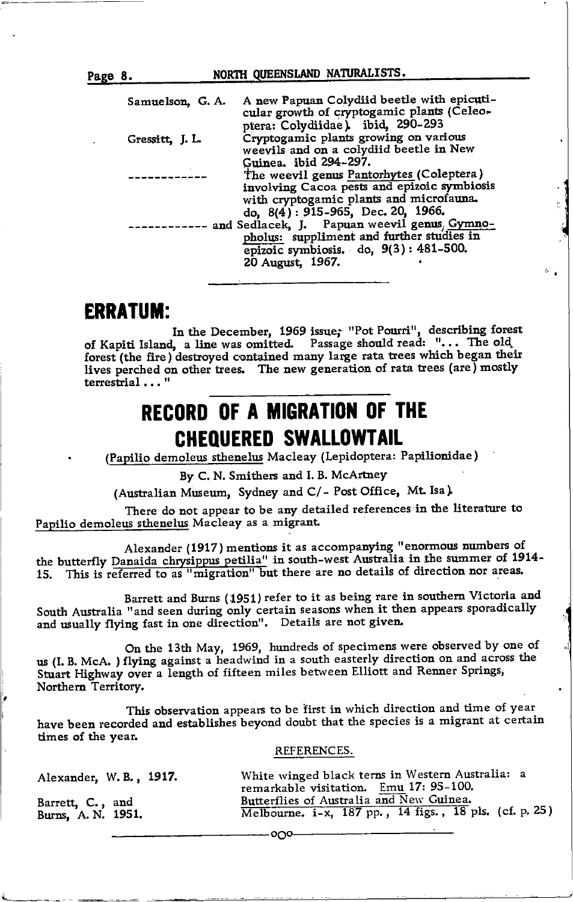| | |
|---|---|
| Samuelson, G. A. | A new Papuan Colydiid beetle with epicuticular growth of cryptogamic plants (Celeoptera: Colydiidae). ibid, 290-293 |
| Gressitt, J. L. | Cryptogamic plants growing on various weevils and on a colydiid beetle in New Guinea. ibid 294-297. |
| ------------ | The weevil genus Pantorhytes (Coleptera) involving Cacoa pests and epizoic symbiosis with cryptogamic plants and microfauna. do, 8(4): 915-965, Dec. 20, 1966. |
| ------------ and Sedlacek, J. | Papuan weevil genus, Gymnopholus: suppliment and further studies in epizoic symbiosis. do, 9(3): 481-500. 20 August, 1967. |

## ERRATUM:

In the December, 1969 issue, "Pot Pourri", describing forest of Kapiti Island, a line was omitted. Passage should read: "... The old forest (the fire) destroyed contained many large rata trees which began their lives perched on other trees. The new generation of rata trees (are) mostly terrestrial ... "

# RECORD OF A MIGRATION OF THE CHEQUERED SWALLOWTAIL

(Papilio demoleus sthenelus Macleay (Lepidoptera: Papilionidae)

By C. N. Smithers and I. B. McArtney

(Australian Museum, Sydney and C/- Post Office, Mt. Isa).

There do not appear to be any detailed references in the literature to Papilio demoleus sthenelus Macleay as a migrant.

Alexander (1917) mentions it as accompanying "enormous numbers of the butterfly Danaida chrysippus petilia" in south-west Australia in the summer of 1914-15. This is referred to as "migration" but there are no details of direction nor areas.

Barrett and Burns (1951) refer to it as being rare in southern Victoria and South Australia "and seen during only certain seasons when it then appears sporadically and usually flying fast in one direction". Details are not given.

On the 13th May, 1969, hundreds of specimens were observed by one of us (I. B. McA. ) flying against a headwind in a south easterly direction on and across the Stuart Highway over a length of fifteen miles between Elliott and Renner Springs, Northern Territory.

This observation appears to be first in which direction and time of year have been recorded and establishes beyond doubt that the species is a migrant at certain times of the year.

### REFERENCES.

| | |
|---|---|
| Alexander, W. B., 1917. | White winged black terns in Western Australia: a remarkable visitation. Emu 17: 95-100. |
| Barrett, C., and Burns, A. N. 1951. | Butterflies of Australia and New Guinea. Melbourne. i-x, 187 pp., 14 figs., 18 pls. (cf. p. 25) |

ooo